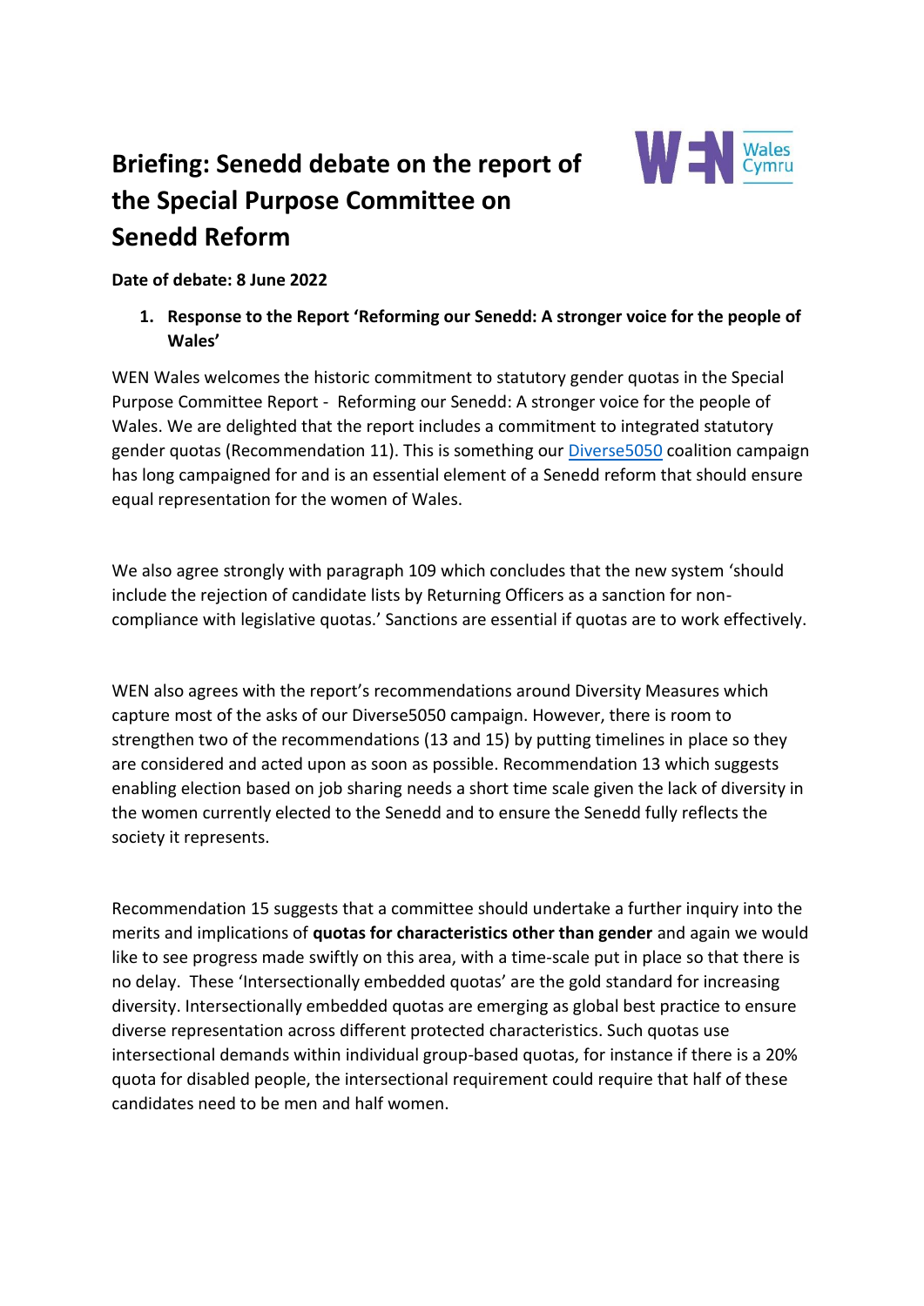# Briefing: Senedd debate on the report of the Special Purpose Committee on Senedd Reform

**Date of debate: 8 June 2022**

## 1. Response to the Report 'Reforming our Senedd: A stronger voice for the people of Wales'

WEN Wales welcomes the historic commitment to statutory gender quotas in the Special Purpose Committee Report - Reforming our Senedd: A stronger voice for the people of Wales. We are delighted that the report includes a commitment to integrated statutory gender quotas (Recommendation 11). This is something our Diverse5050 coalition campaign has long campaigned for and is an essential element of a Senedd reform that should ensure equal representation for the women of Wales.

We also agree strongly with paragraph 109 which concludes that the new system 'should include the rejection of candidate lists by Returning Officers as a sanction for non-compliance with legislative quotas.' Sanctions are essential if quotas are to work effectively.

WEN also agrees with the report's recommendations around Diversity Measures which capture most of the asks of our Diverse5050 campaign. However, there is room to strengthen two of the recommendations (13 and 15) by putting timelines in place so they are considered and acted upon as soon as possible. Recommendation 13 which suggests enabling election based on job sharing needs a short time scale given the lack of diversity in the women currently elected to the Senedd and to ensure the Senedd fully reflects the society it represents.

Recommendation 15 suggests that a committee should undertake a further inquiry into the merits and implications of **quotas for characteristics other than gender** and again we would like to see progress made swiftly on this area, with a time-scale put in place so that there is no delay. These 'Intersectionally embedded quotas' are the gold standard for increasing diversity. Intersectionally embedded quotas are emerging as global best practice to ensure diverse representation across different protected characteristics. Such quotas use intersectional demands within individual group-based quotas, for instance if there is a 20% quota for disabled people, the intersectional requirement could require that half of these candidates need to be men and half women.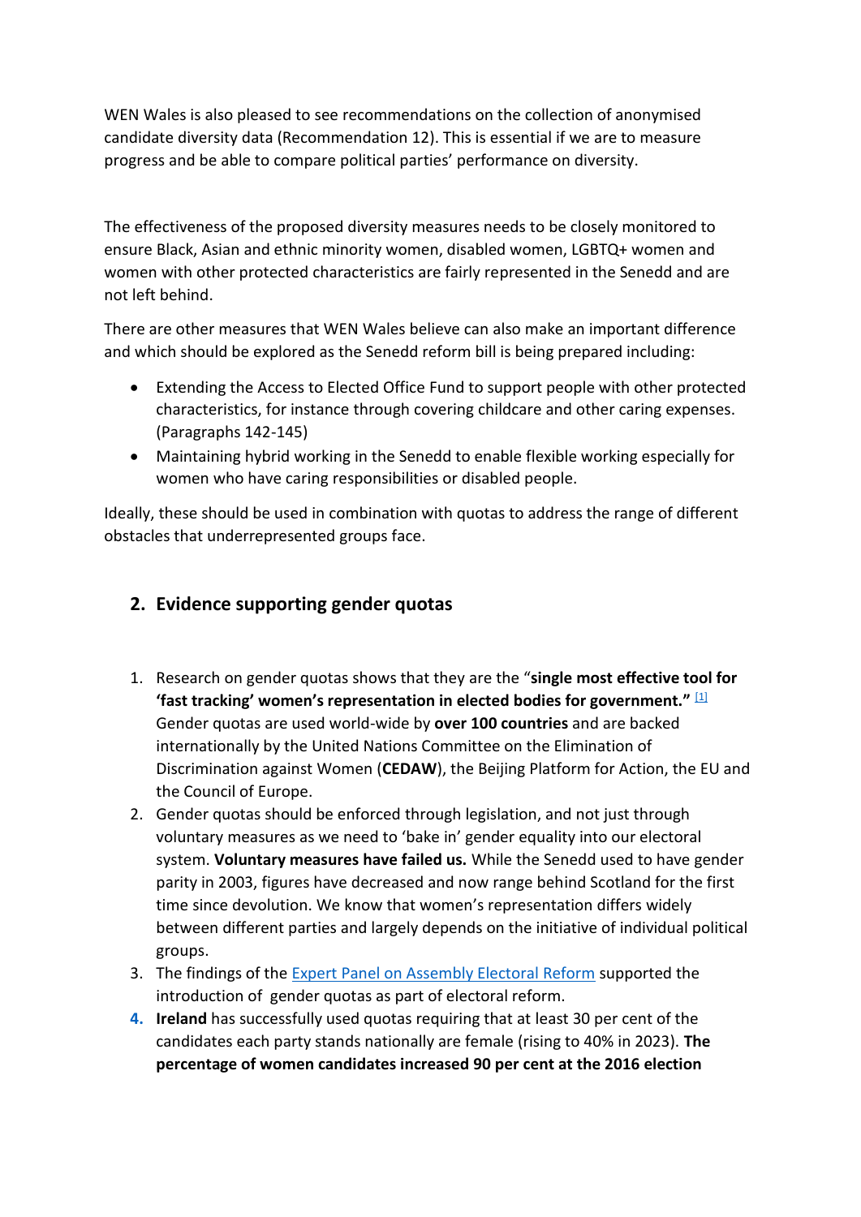WEN Wales is also pleased to see recommendations on the collection of anonymised candidate diversity data (Recommendation 12). This is essential if we are to measure progress and be able to compare political parties' performance on diversity.

The effectiveness of the proposed diversity measures needs to be closely monitored to ensure Black, Asian and ethnic minority women, disabled women, LGBTQ+ women and women with other protected characteristics are fairly represented in the Senedd and are not left behind.

There are other measures that WEN Wales believe can also make an important difference and which should be explored as the Senedd reform bill is being prepared including:

- Extending the Access to Elected Office Fund to support people with other protected characteristics, for instance through covering childcare and other caring expenses. (Paragraphs 142-145)
- Maintaining hybrid working in the Senedd to enable flexible working especially for women who have caring responsibilities or disabled people.

Ideally, these should be used in combination with quotas to address the range of different obstacles that underrepresented groups face.

## 2. Evidence supporting gender quotas

1. Research on gender quotas shows that they are the "**single most effective tool for 'fast tracking' women's representation in elected bodies for government.**" [1] Gender quotas are used world-wide by **over 100 countries** and are backed internationally by the United Nations Committee on the Elimination of Discrimination against Women (**CEDAW**), the Beijing Platform for Action, the EU and the Council of Europe.
2. Gender quotas should be enforced through legislation, and not just through voluntary measures as we need to 'bake in' gender equality into our electoral system. **Voluntary measures have failed us.** While the Senedd used to have gender parity in 2003, figures have decreased and now range behind Scotland for the first time since devolution. We know that women's representation differs widely between different parties and largely depends on the initiative of individual political groups.
3. The findings of the Expert Panel on Assembly Electoral Reform supported the introduction of gender quotas as part of electoral reform.
4. **Ireland** has successfully used quotas requiring that at least 30 per cent of the candidates each party stands nationally are female (rising to 40% in 2023). **The percentage of women candidates increased 90 per cent at the 2016 election**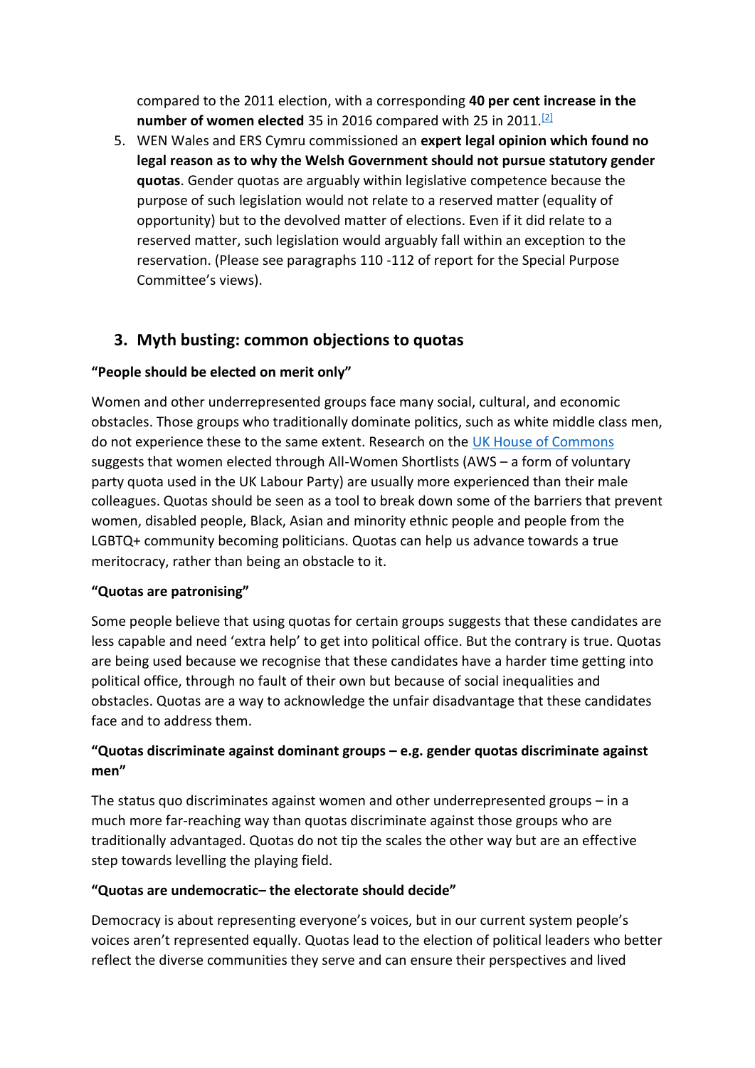compared to the 2011 election, with a corresponding **40 per cent increase in the number of women elected** 35 in 2016 compared with 25 in 2011.[2]

5. WEN Wales and ERS Cymru commissioned an **expert legal opinion which found no legal reason as to why the Welsh Government should not pursue statutory gender quotas**. Gender quotas are arguably within legislative competence because the purpose of such legislation would not relate to a reserved matter (equality of opportunity) but to the devolved matter of elections. Even if it did relate to a reserved matter, such legislation would arguably fall within an exception to the reservation. (Please see paragraphs 110 -112 of report for the Special Purpose Committee's views).

## 3. Myth busting: common objections to quotas

**"People should be elected on merit only"**

Women and other underrepresented groups face many social, cultural, and economic obstacles. Those groups who traditionally dominate politics, such as white middle class men, do not experience these to the same extent. Research on the UK House of Commons suggests that women elected through All-Women Shortlists (AWS – a form of voluntary party quota used in the UK Labour Party) are usually more experienced than their male colleagues. Quotas should be seen as a tool to break down some of the barriers that prevent women, disabled people, Black, Asian and minority ethnic people and people from the LGBTQ+ community becoming politicians. Quotas can help us advance towards a true meritocracy, rather than being an obstacle to it.

**"Quotas are patronising"**

Some people believe that using quotas for certain groups suggests that these candidates are less capable and need 'extra help' to get into political office. But the contrary is true. Quotas are being used because we recognise that these candidates have a harder time getting into political office, through no fault of their own but because of social inequalities and obstacles. Quotas are a way to acknowledge the unfair disadvantage that these candidates face and to address them.

**"Quotas discriminate against dominant groups – e.g. gender quotas discriminate against men"**

The status quo discriminates against women and other underrepresented groups – in a much more far-reaching way than quotas discriminate against those groups who are traditionally advantaged. Quotas do not tip the scales the other way but are an effective step towards levelling the playing field.

**"Quotas are undemocratic– the electorate should decide"**

Democracy is about representing everyone's voices, but in our current system people's voices aren't represented equally. Quotas lead to the election of political leaders who better reflect the diverse communities they serve and can ensure their perspectives and lived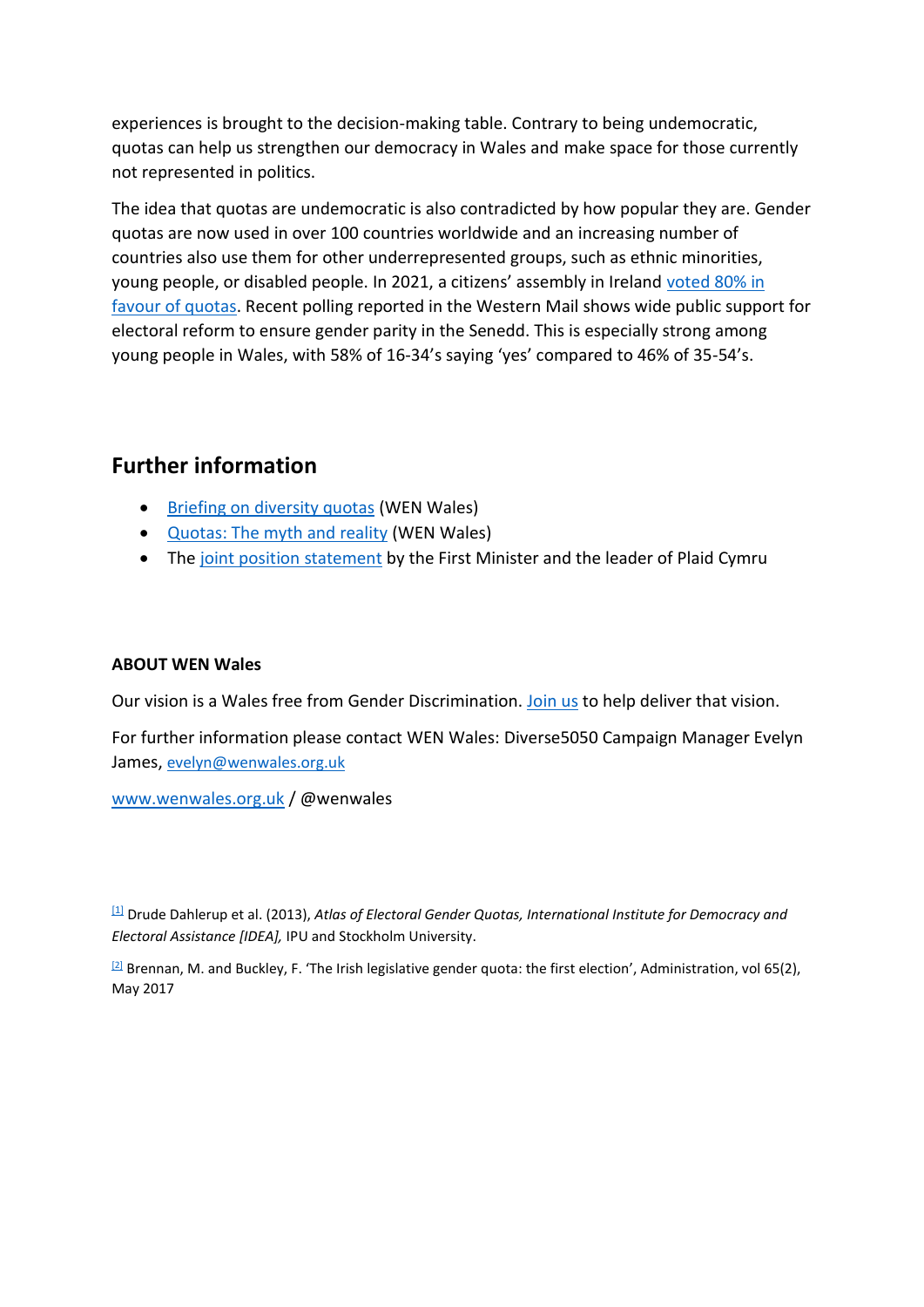experiences is brought to the decision-making table. Contrary to being undemocratic, quotas can help us strengthen our democracy in Wales and make space for those currently not represented in politics.

The idea that quotas are undemocratic is also contradicted by how popular they are. Gender quotas are now used in over 100 countries worldwide and an increasing number of countries also use them for other underrepresented groups, such as ethnic minorities, young people, or disabled people. In 2021, a citizens' assembly in Ireland voted 80% in favour of quotas. Recent polling reported in the Western Mail shows wide public support for electoral reform to ensure gender parity in the Senedd. This is especially strong among young people in Wales, with 58% of 16-34's saying 'yes' compared to 46% of 35-54's.

## Further information

- Briefing on diversity quotas (WEN Wales)
- Quotas: The myth and reality (WEN Wales)
- The joint position statement by the First Minister and the leader of Plaid Cymru

**ABOUT WEN Wales**

Our vision is a Wales free from Gender Discrimination. Join us to help deliver that vision.

For further information please contact WEN Wales: Diverse5050 Campaign Manager Evelyn James, evelyn@wenwales.org.uk

www.wenwales.org.uk / @wenwales

[1] Drude Dahlerup et al. (2013), *Atlas of Electoral Gender Quotas, International Institute for Democracy and Electoral Assistance [IDEA],* IPU and Stockholm University.

[2] Brennan, M. and Buckley, F. 'The Irish legislative gender quota: the first election', Administration, vol 65(2), May 2017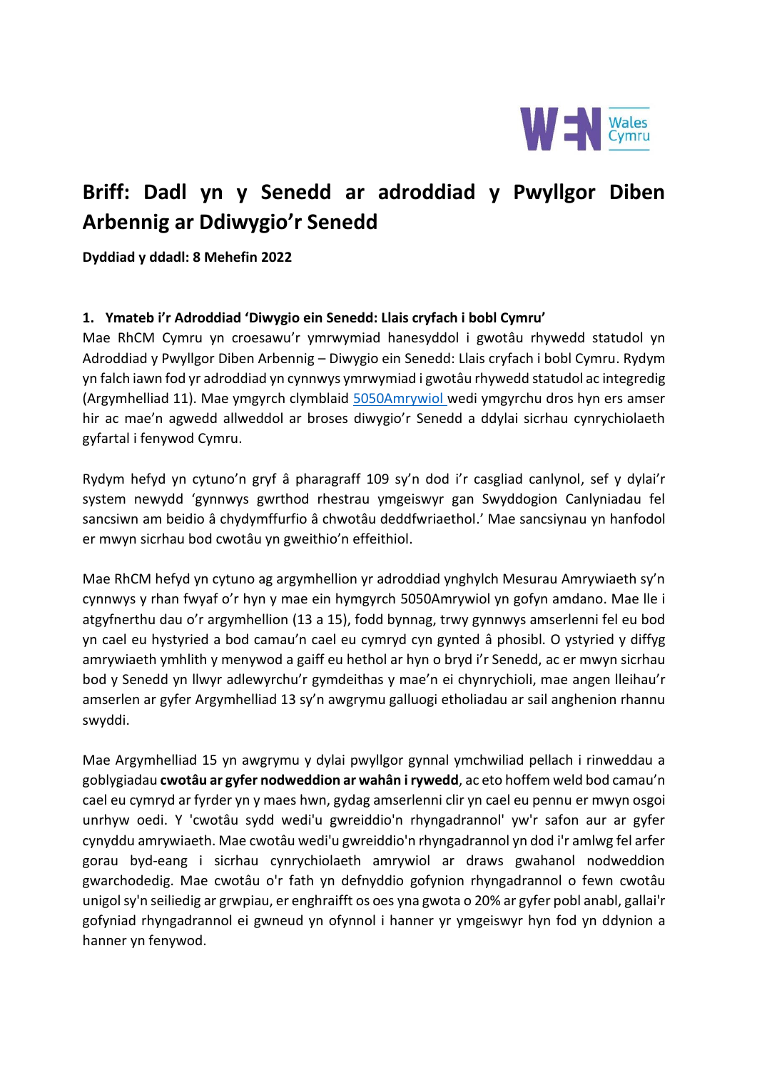# Briff: Dadl yn y Senedd ar adroddiad y Pwyllgor Diben Arbennig ar Ddiwygio'r Senedd

**Dyddiad y ddadl: 8 Mehefin 2022**

## 1. Ymateb i'r Adroddiad 'Diwygio ein Senedd: Llais cryfach i bobl Cymru'

Mae RhCM Cymru yn croesawu'r ymrwymiad hanesyddol i gwotâu rhywedd statudol yn Adroddiad y Pwyllgor Diben Arbennig – Diwygio ein Senedd: Llais cryfach i bobl Cymru. Rydym yn falch iawn fod yr adroddiad yn cynnwys ymrwymiad i gwotâu rhywedd statudol ac integredig (Argymhelliad 11). Mae ymgyrch clymblaid 5050Amrywiol wedi ymgyrchu dros hyn ers amser hir ac mae'n agwedd allweddol ar broses diwygio'r Senedd a ddylai sicrhau cynrychiolaeth gyfartal i fenywod Cymru.

Rydym hefyd yn cytuno'n gryf â pharagraff 109 sy'n dod i'r casgliad canlynol, sef y dylai'r system newydd 'gynnwys gwrthod rhestrau ymgeiswyr gan Swyddogion Canlyniadau fel sancsiwn am beidio â chydymffurfio â chwotâu deddfwriaethol.' Mae sancsiynau yn hanfodol er mwyn sicrhau bod cwotâu yn gweithio'n effeithiol.

Mae RhCM hefyd yn cytuno ag argymhellion yr adroddiad ynghylch Mesurau Amrywiaeth sy'n cynnwys y rhan fwyaf o'r hyn y mae ein hymgyrch 5050Amrywiol yn gofyn amdano. Mae lle i atgyfnerthu dau o'r argymhellion (13 a 15), fodd bynnag, trwy gynnwys amserlenni fel eu bod yn cael eu hystyried a bod camau'n cael eu cymryd cyn gynted â phosibl. O ystyried y diffyg amrywiaeth ymhlith y menywod a gaiff eu hethol ar hyn o bryd i'r Senedd, ac er mwyn sicrhau bod y Senedd yn llwyr adlewyrchu'r gymdeithas y mae'n ei chynrychioli, mae angen lleihau'r amserlen ar gyfer Argymhelliad 13 sy'n awgrymu galluogi etholiadau ar sail anghenion rhannu swyddi.

Mae Argymhelliad 15 yn awgrymu y dylai pwyllgor gynnal ymchwiliad pellach i rinweddau a goblygiadau **cwotâu ar gyfer nodweddion ar wahân i rywedd**, ac eto hoffem weld bod camau'n cael eu cymryd ar fyrder yn y maes hwn, gydag amserlenni clir yn cael eu pennu er mwyn osgoi unrhyw oedi. Y 'cwotâu sydd wedi'u gwreiddio'n rhyngadrannol' yw'r safon aur ar gyfer cynyddu amrywiaeth. Mae cwotâu wedi'u gwreiddio'n rhyngadrannol yn dod i'r amlwg fel arfer gorau byd-eang i sicrhau cynrychiolaeth amrywiol ar draws gwahanol nodweddion gwarchodedig. Mae cwotâu o'r fath yn defnyddio gofynion rhyngadrannol o fewn cwotâu unigol sy'n seiliedig ar grwpiau, er enghraifft os oes yna gwota o 20% ar gyfer pobl anabl, gallai'r gofyniad rhyngadrannol ei gwneud yn ofynnol i hanner yr ymgeiswyr hyn fod yn ddynion a hanner yn fenywod.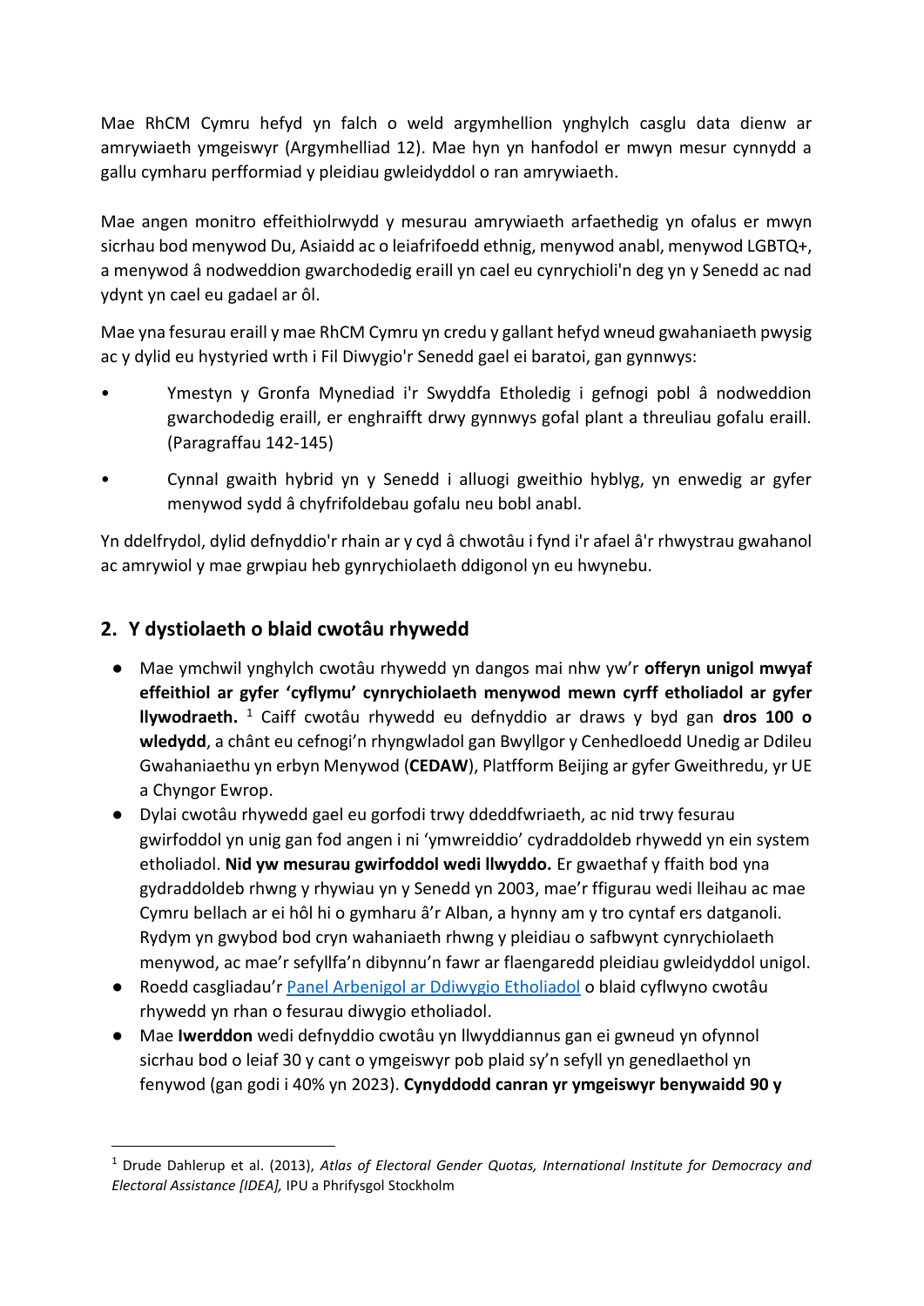Mae RhCM Cymru hefyd yn falch o weld argymhellion ynghylch casglu data dienw ar amrywiaeth ymgeiswyr (Argymhelliad 12). Mae hyn yn hanfodol er mwyn mesur cynnydd a gallu cymharu perfformiad y pleidiau gwleidyddol o ran amrywiaeth.

Mae angen monitro effeithiolrwydd y mesurau amrywiaeth arfaethedig yn ofalus er mwyn sicrhau bod menywod Du, Asiaidd ac o leiafrifoedd ethnig, menywod anabl, menywod LGBTQ+, a menywod â nodweddion gwarchodedig eraill yn cael eu cynrychioli'n deg yn y Senedd ac nad ydynt yn cael eu gadael ar ôl.

Mae yna fesurau eraill y mae RhCM Cymru yn credu y gallant hefyd wneud gwahaniaeth pwysig ac y dylid eu hystyried wrth i Fil Diwygio'r Senedd gael ei baratoi, gan gynnwys:

- Ymestyn y Gronfa Mynediad i'r Swyddfa Etholedig i gefnogi pobl â nodweddion gwarchodedig eraill, er enghraifft drwy gynnwys gofal plant a threuliau gofalu eraill. (Paragraffau 142-145)
- Cynnal gwaith hybrid yn y Senedd i alluogi gweithio hyblyg, yn enwedig ar gyfer menywod sydd â chyfrifoldebau gofalu neu bobl anabl.

Yn ddelfrydol, dylid defnyddio'r rhain ar y cyd â chwotâu i fynd i'r afael â'r rhwystrau gwahanol ac amrywiol y mae grwpiau heb gynrychiolaeth ddigonol yn eu hwynebu.

## 2. Y dystiolaeth o blaid cwotâu rhywedd

- Mae ymchwil ynghylch cwotâu rhywedd yn dangos mai nhw yw'r **offeryn unigol mwyaf effeithiol ar gyfer 'cyflymu' cynrychiolaeth menywod mewn cyrff etholiadol ar gyfer llywodraeth.** [1] Caiff cwotâu rhywedd eu defnyddio ar draws y byd gan **dros 100 o wledydd**, a chânt eu cefnogi'n rhyngwladol gan Bwyllgor y Cenhedloedd Unedig ar Ddileu Gwahaniaethu yn erbyn Menywod (**CEDAW**), Platfform Beijing ar gyfer Gweithredu, yr UE a Chyngor Ewrop.
- Dylai cwotâu rhywedd gael eu gorfodi trwy ddeddfwriaeth, ac nid trwy fesurau gwirfoddol yn unig gan fod angen i ni 'ymwreiddio' cydraddoldeb rhywedd yn ein system etholiadol. **Nid yw mesurau gwirfoddol wedi llwyddo.** Er gwaethaf y ffaith bod yna gydraddoldeb rhwng y rhywiau yn y Senedd yn 2003, mae'r ffigurau wedi lleihau ac mae Cymru bellach ar ei hôl hi o gymharu â'r Alban, a hynny am y tro cyntaf ers datganoli. Rydym yn gwybod bod cryn wahaniaeth rhwng y pleidiau o safbwynt cynrychiolaeth menywod, ac mae'r sefyllfa'n dibynnu'n fawr ar flaengaredd pleidiau gwleidyddol unigol.
- Roedd casgliadau'r [Panel Arbenigol ar Ddiwygio Etholiadol] o blaid cyflwyno cwotâu rhywedd yn rhan o fesurau diwygio etholiadol.
- Mae **Iwerddon** wedi defnyddio cwotâu yn llwyddiannus gan ei gwneud yn ofynnol sicrhau bod o leiaf 30 y cant o ymgeiswyr pob plaid sy'n sefyll yn genedlaethol yn fenywod (gan godi i 40% yn 2023). **Cynyddodd canran yr ymgeiswyr benywaidd 90 y**

[1] Drude Dahlerup et al. (2013), *Atlas of Electoral Gender Quotas, International Institute for Democracy and Electoral Assistance [IDEA],* IPU a Phrifysgol Stockholm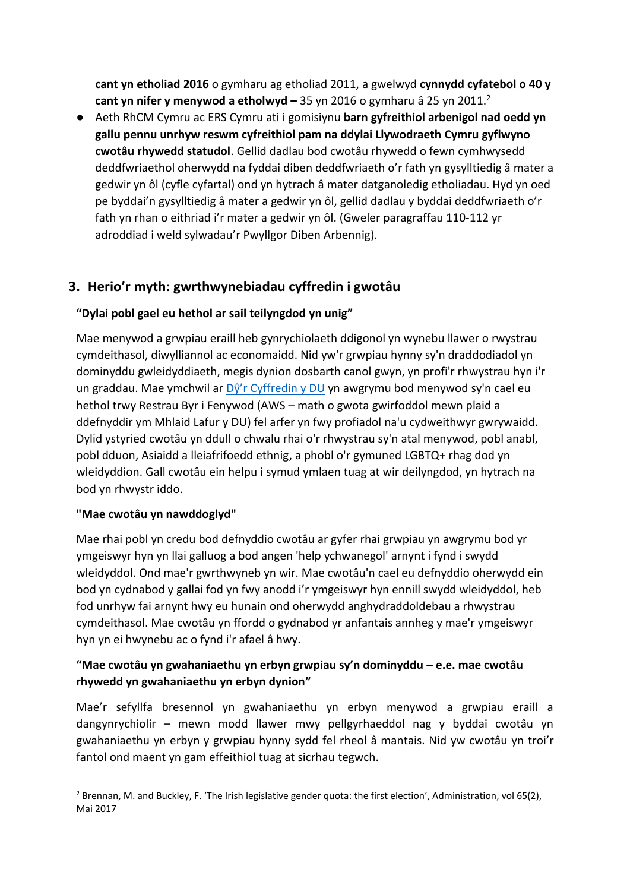**cant yn etholiad 2016** o gymharu ag etholiad 2011, a gwelwyd **cynnydd cyfatebol o 40 y cant yn nifer y menywod a etholwyd –** 35 yn 2016 o gymharu â 25 yn 2011.[2]

- Aeth RhCM Cymru ac ERS Cymru ati i gomisiynu **barn gyfreithiol arbenigol nad oedd yn gallu pennu unrhyw reswm cyfreithiol pam na ddylai Llywodraeth Cymru gyflwyno cwotâu rhywedd statudol**. Gellid dadlau bod cwotâu rhywedd o fewn cymhwysedd deddfwriaethol oherwydd na fyddai diben deddfwriaeth o'r fath yn gysylltiedig â mater a gedwir yn ôl (cyfle cyfartal) ond yn hytrach â mater datganoledig etholiadau. Hyd yn oed pe byddai'n gysylltiedig â mater a gedwir yn ôl, gellid dadlau y byddai deddfwriaeth o'r fath yn rhan o eithriad i'r mater a gedwir yn ôl. (Gweler paragraffau 110-112 yr adroddiad i weld sylwadau'r Pwyllgor Diben Arbennig).

## 3. Herio'r myth: gwrthwynebiadau cyffredin i gwotâu

**"Dylai pobl gael eu hethol ar sail teilyngdod yn unig"**

Mae menywod a grwpiau eraill heb gynrychiolaeth ddigonol yn wynebu llawer o rwystrau cymdeithasol, diwylliannol ac economaidd. Nid yw'r grwpiau hynny sy'n draddodiadol yn dominyddu gwleidyddiaeth, megis dynion dosbarth canol gwyn, yn profi'r rhwystrau hyn i'r un graddau. Mae ymchwil ar [Dŷ'r Cyffredin y DU] yn awgrymu bod menywod sy'n cael eu hethol trwy Restrau Byr i Fenywod (AWS – math o gwota gwirfoddol mewn plaid a ddefnyddir ym Mhlaid Lafur y DU) fel arfer yn fwy profiadol na'u cydweithwyr gwrywaidd. Dylid ystyried cwotâu yn ddull o chwalu rhai o'r rhwystrau sy'n atal menywod, pobl anabl, pobl dduon, Asiaidd a lleiafrifoedd ethnig, a phobl o'r gymuned LGBTQ+ rhag dod yn wleidyddion. Gall cwotâu ein helpu i symud ymlaen tuag at wir deilyngdod, yn hytrach na bod yn rhwystr iddo.

**"Mae cwotâu yn nawddoglyd"**

Mae rhai pobl yn credu bod defnyddio cwotâu ar gyfer rhai grwpiau yn awgrymu bod yr ymgeiswyr hyn yn llai galluog a bod angen 'help ychwanegol' arnynt i fynd i swydd wleidyddol. Ond mae'r gwrthwyneb yn wir. Mae cwotâu'n cael eu defnyddio oherwydd ein bod yn cydnabod y gallai fod yn fwy anodd i'r ymgeiswyr hyn ennill swydd wleidyddol, heb fod unrhyw fai arnynt hwy eu hunain ond oherwydd anghydraddoldebau a rhwystrau cymdeithasol. Mae cwotâu yn ffordd o gydnabod yr anfantais annheg y mae'r ymgeiswyr hyn yn ei hwynebu ac o fynd i'r afael â hwy.

**"Mae cwotâu yn gwahaniaethu yn erbyn grwpiau sy'n dominyddu – e.e. mae cwotâu rhywedd yn gwahaniaethu yn erbyn dynion"**

Mae'r sefyllfa bresennol yn gwahaniaethu yn erbyn menywod a grwpiau eraill a dangynrychiolir – mewn modd llawer mwy pellgyrhaeddol nag y byddai cwotâu yn gwahaniaethu yn erbyn y grwpiau hynny sydd fel rheol â mantais. Nid yw cwotâu yn troi'r fantol ond maent yn gam effeithiol tuag at sicrhau tegwch.

---

[2] Brennan, M. and Buckley, F. 'The Irish legislative gender quota: the first election', Administration, vol 65(2), Mai 2017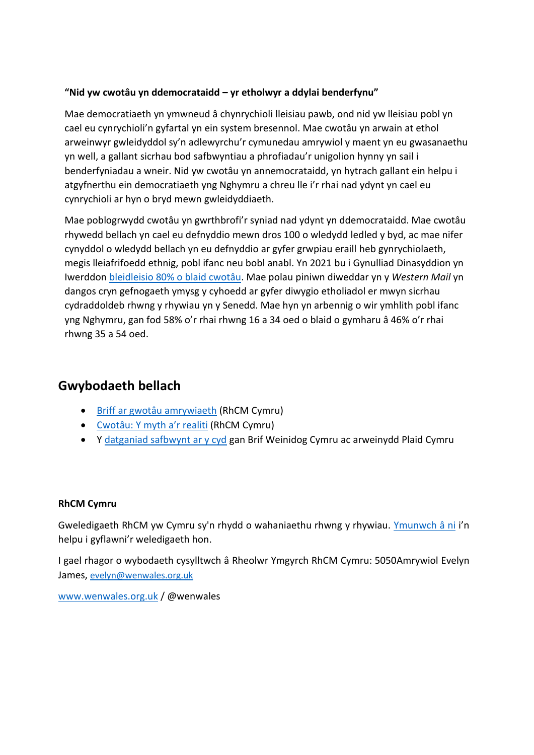**"Nid yw cwotâu yn ddemocrataidd – yr etholwyr a ddylai benderfynu"**

Mae democratiaeth yn ymwneud â chynrychioli lleisiau pawb, ond nid yw lleisiau pobl yn cael eu cynrychioli'n gyfartal yn ein system bresennol. Mae cwotâu yn arwain at ethol arweinwyr gwleidyddol sy'n adlewyrchu'r cymunedau amrywiol y maent yn eu gwasanaethu yn well, a gallant sicrhau bod safbwyntiau a phrofiadau'r unigolion hynny yn sail i benderfyniadau a wneir. Nid yw cwotâu yn annemocrataidd, yn hytrach gallant ein helpu i atgyfnerthu ein democratiaeth yng Nghymru a chreu lle i'r rhai nad ydynt yn cael eu cynrychioli ar hyn o bryd mewn gwleidyddiaeth.

Mae poblogrwydd cwotâu yn gwrthbrofi'r syniad nad ydynt yn ddemocrataidd. Mae cwotâu rhywedd bellach yn cael eu defnyddio mewn dros 100 o wledydd ledled y byd, ac mae nifer cynyddol o wledydd bellach yn eu defnyddio ar gyfer grwpiau eraill heb gynrychiolaeth, megis lleiafrifoedd ethnig, pobl ifanc neu bobl anabl. Yn 2021 bu i Gynulliad Dinasyddion yn Iwerddon [bleidleisio 80% o blaid cwotâu](). Mae polau piniwn diweddar yn y *Western Mail* yn dangos cryn gefnogaeth ymysg y cyhoedd ar gyfer diwygio etholiadol er mwyn sicrhau cydraddoldeb rhwng y rhywiau yn y Senedd. Mae hyn yn arbennig o wir ymhlith pobl ifanc yng Nghymru, gan fod 58% o'r rhai rhwng 16 a 34 oed o blaid o gymharu â 46% o'r rhai rhwng 35 a 54 oed.

## Gwybodaeth bellach

- [Briff ar gwotâu amrywiaeth]() (RhCM Cymru)
- [Cwotâu: Y myth a'r realiti]() (RhCM Cymru)
- Y [datganiad safbwynt ar y cyd]() gan Brif Weinidog Cymru ac arweinydd Plaid Cymru

**RhCM Cymru**

Gweledigaeth RhCM yw Cymru sy'n rhydd o wahaniaethu rhwng y rhywiau. [Ymunwch â ni]() i'n helpu i gyflawni'r weledigaeth hon.

I gael rhagor o wybodaeth cysylltwch â Rheolwr Ymgyrch RhCM Cymru: 5050Amrywiol Evelyn James, [evelyn@wenwales.org.uk](mailto:evelyn@wenwales.org.uk)

[www.wenwales.org.uk](http://www.wenwales.org.uk) / @wenwales